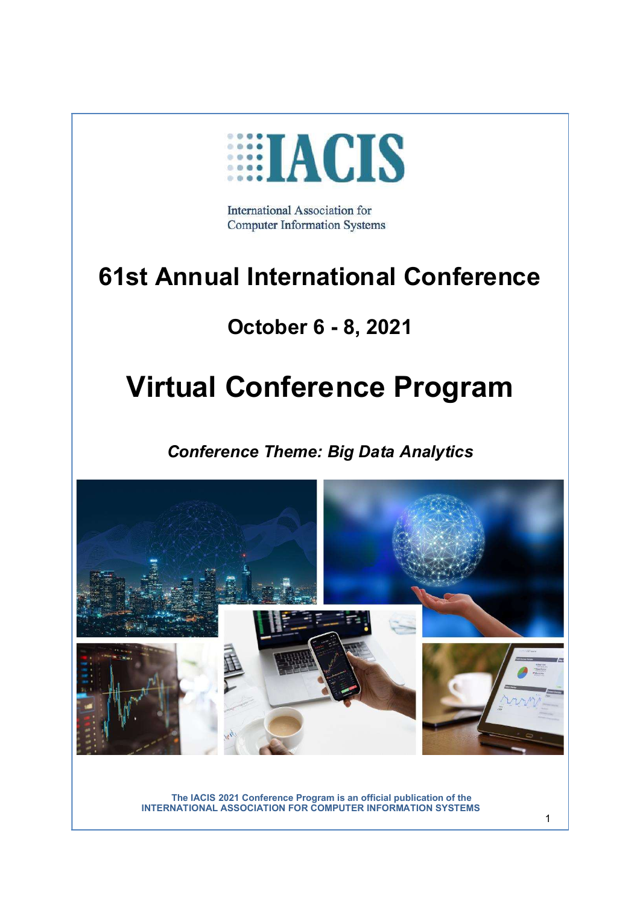# IACIS

International Association for
Computer Information Systems

## 61st Annual International Conference

### October 6 - 8, 2021

# Virtual Conference Program

***Conference Theme: Big Data Analytics***

**The IACIS 2021 Conference Program is an official publication of the INTERNATIONAL ASSOCIATION FOR COMPUTER INFORMATION SYSTEMS**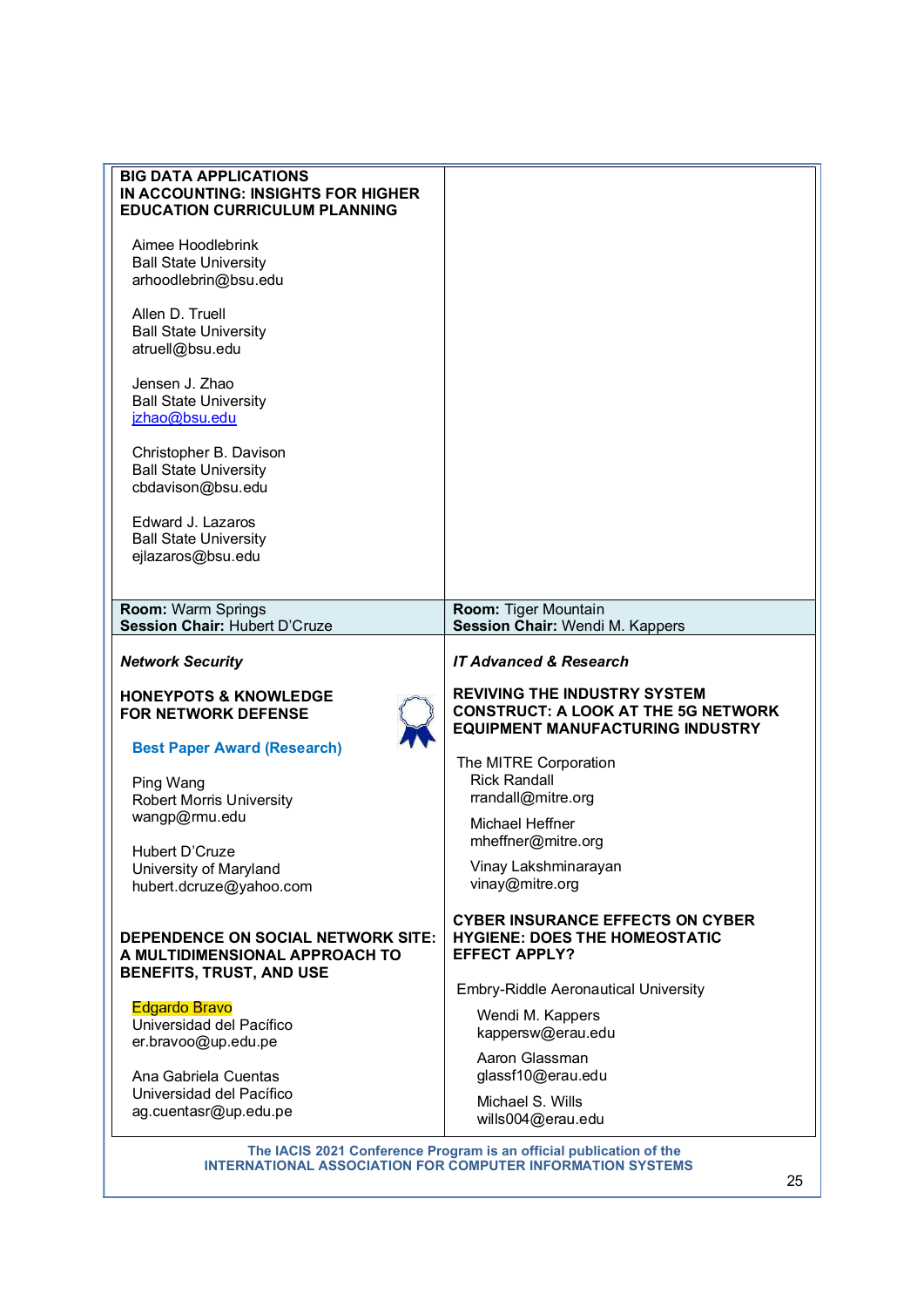**BIG DATA APPLICATIONS IN ACCOUNTING: INSIGHTS FOR HIGHER EDUCATION CURRICULUM PLANNING**

Aimee Hoodlebrink
Ball State University
arhoodlebrin@bsu.edu

Allen D. Truell
Ball State University
atruell@bsu.edu

Jensen J. Zhao
Ball State University
jzhao@bsu.edu

Christopher B. Davison
Ball State University
cbdavison@bsu.edu

Edward J. Lazaros
Ball State University
ejlazaros@bsu.edu

---

**Room:** Warm Springs
**Session Chair:** Hubert D'Cruze

***Network Security***

**HONEYPOTS & KNOWLEDGE FOR NETWORK DEFENSE**

**Best Paper Award (Research)**

Ping Wang
Robert Morris University
wangp@rmu.edu

Hubert D'Cruze
University of Maryland
hubert.dcruze@yahoo.com

**DEPENDENCE ON SOCIAL NETWORK SITE: A MULTIDIMENSIONAL APPROACH TO BENEFITS, TRUST, AND USE**

Edgardo Bravo
Universidad del Pacifico
er.bravoo@up.edu.pe

Ana Gabriela Cuentas
Universidad del Pacífico
ag.cuentasr@up.edu.pe

---

**Room:** Tiger Mountain
**Session Chair:** Wendi M. Kappers

***IT Advanced & Research***

**REVIVING THE INDUSTRY SYSTEM CONSTRUCT: A LOOK AT THE 5G NETWORK EQUIPMENT MANUFACTURING INDUSTRY**

The MITRE Corporation

Rick Randall
rrandall@mitre.org

Michael Heffner
mheffner@mitre.org

Vinay Lakshminarayan
vinay@mitre.org

**CYBER INSURANCE EFFECTS ON CYBER HYGIENE: DOES THE HOMEOSTATIC EFFECT APPLY?**

Embry-Riddle Aeronautical University

Wendi M. Kappers
kappersw@erau.edu

Aaron Glassman
glassf10@erau.edu

Michael S. Wills
wills004@erau.edu